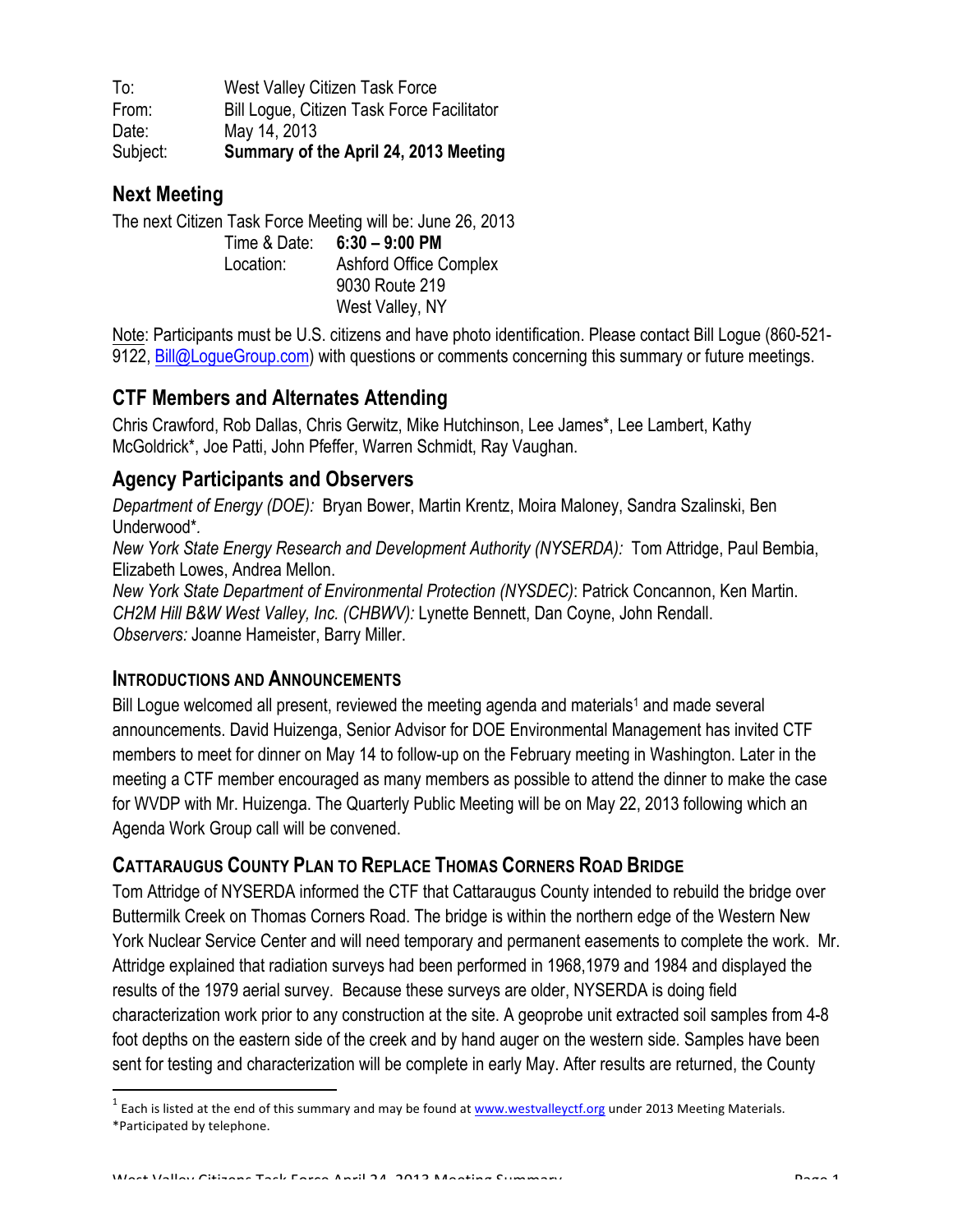To: West Valley Citizen Task Force
From: Bill Logue, Citizen Task Force Facilitator
Date: May 14, 2013
Subject: **Summary of the April 24, 2013 Meeting**

## Next Meeting

The next Citizen Task Force Meeting will be: June 26, 2013

Time & Date: **6:30 – 9:00 PM**
Location: Ashford Office Complex
9030 Route 219
West Valley, NY

Note: Participants must be U.S. citizens and have photo identification. Please contact Bill Logue (860-521-9122, Bill@LogueGroup.com) with questions or comments concerning this summary or future meetings.

## CTF Members and Alternates Attending

Chris Crawford, Rob Dallas, Chris Gerwitz, Mike Hutchinson, Lee James*, Lee Lambert, Kathy McGoldrick*, Joe Patti, John Pfeffer, Warren Schmidt, Ray Vaughan.

## Agency Participants and Observers

*Department of Energy (DOE):* Bryan Bower, Martin Krentz, Moira Maloney, Sandra Szalinski, Ben Underwood*.
*New York State Energy Research and Development Authority (NYSERDA):* Tom Attridge, Paul Bembia, Elizabeth Lowes, Andrea Mellon.
*New York State Department of Environmental Protection (NYSDEC)*: Patrick Concannon, Ken Martin.
*CH2M Hill B&W West Valley, Inc. (CHBWV):* Lynette Bennett, Dan Coyne, John Rendall.
*Observers:* Joanne Hameister, Barry Miller.

### Introductions and Announcements

Bill Logue welcomed all present, reviewed the meeting agenda and materials[1] and made several announcements. David Huizenga, Senior Advisor for DOE Environmental Management has invited CTF members to meet for dinner on May 14 to follow-up on the February meeting in Washington. Later in the meeting a CTF member encouraged as many members as possible to attend the dinner to make the case for WVDP with Mr. Huizenga. The Quarterly Public Meeting will be on May 22, 2013 following which an Agenda Work Group call will be convened.

### Cattaraugus County Plan to Replace Thomas Corners Road Bridge

Tom Attridge of NYSERDA informed the CTF that Cattaraugus County intended to rebuild the bridge over Buttermilk Creek on Thomas Corners Road. The bridge is within the northern edge of the Western New York Nuclear Service Center and will need temporary and permanent easements to complete the work. Mr. Attridge explained that radiation surveys had been performed in 1968,1979 and 1984 and displayed the results of the 1979 aerial survey. Because these surveys are older, NYSERDA is doing field characterization work prior to any construction at the site. A geoprobe unit extracted soil samples from 4-8 foot depths on the eastern side of the creek and by hand auger on the western side. Samples have been sent for testing and characterization will be complete in early May. After results are returned, the County

[1] Each is listed at the end of this summary and may be found at www.westvalleyctf.org under 2013 Meeting Materials.
*Participated by telephone.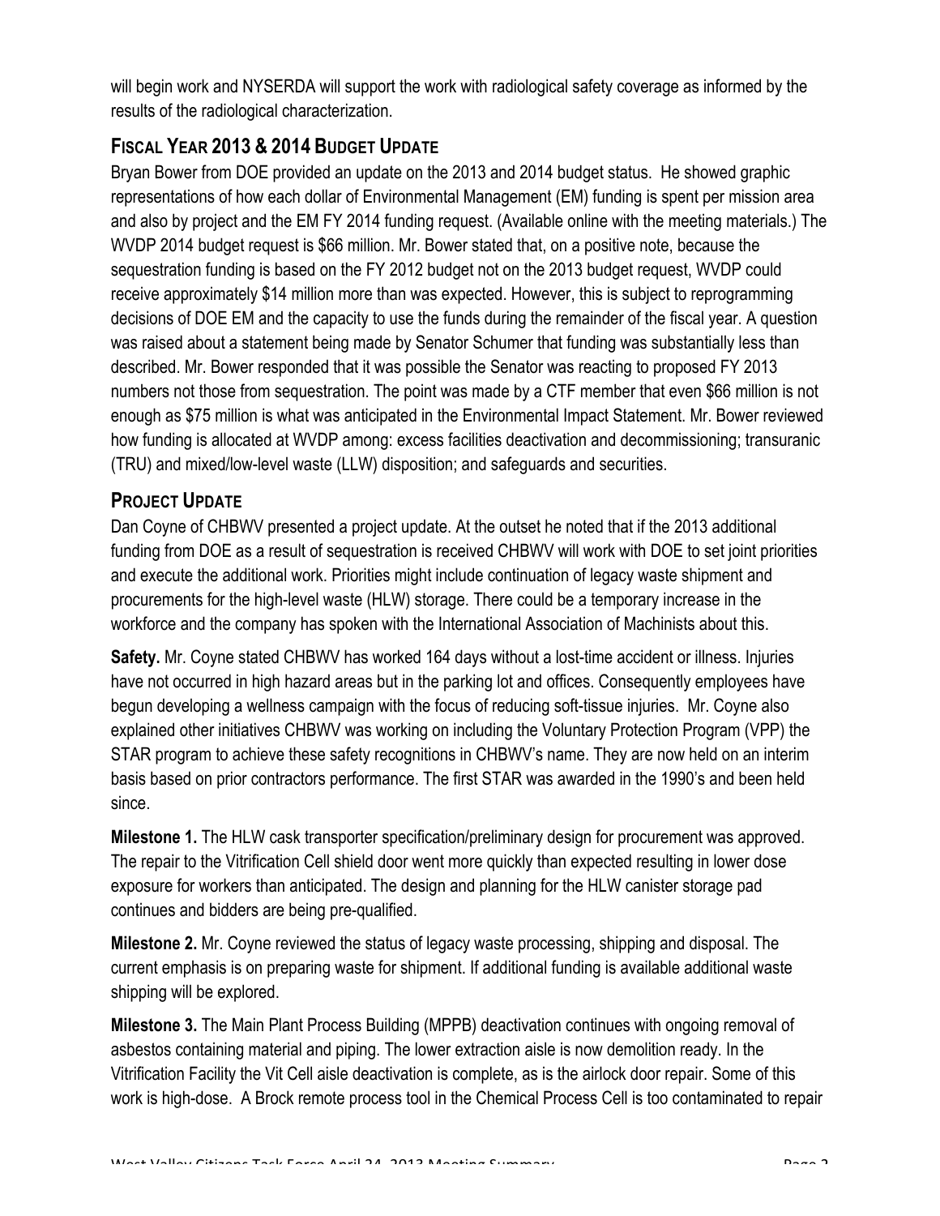will begin work and NYSERDA will support the work with radiological safety coverage as informed by the results of the radiological characterization.

## Fiscal Year 2013 & 2014 Budget Update

Bryan Bower from DOE provided an update on the 2013 and 2014 budget status. He showed graphic representations of how each dollar of Environmental Management (EM) funding is spent per mission area and also by project and the EM FY 2014 funding request. (Available online with the meeting materials.) The WVDP 2014 budget request is $66 million. Mr. Bower stated that, on a positive note, because the sequestration funding is based on the FY 2012 budget not on the 2013 budget request, WVDP could receive approximately $14 million more than was expected. However, this is subject to reprogramming decisions of DOE EM and the capacity to use the funds during the remainder of the fiscal year. A question was raised about a statement being made by Senator Schumer that funding was substantially less than described. Mr. Bower responded that it was possible the Senator was reacting to proposed FY 2013 numbers not those from sequestration. The point was made by a CTF member that even $66 million is not enough as $75 million is what was anticipated in the Environmental Impact Statement. Mr. Bower reviewed how funding is allocated at WVDP among: excess facilities deactivation and decommissioning; transuranic (TRU) and mixed/low-level waste (LLW) disposition; and safeguards and securities.

## Project Update

Dan Coyne of CHBWV presented a project update. At the outset he noted that if the 2013 additional funding from DOE as a result of sequestration is received CHBWV will work with DOE to set joint priorities and execute the additional work. Priorities might include continuation of legacy waste shipment and procurements for the high-level waste (HLW) storage. There could be a temporary increase in the workforce and the company has spoken with the International Association of Machinists about this.

**Safety.** Mr. Coyne stated CHBWV has worked 164 days without a lost-time accident or illness. Injuries have not occurred in high hazard areas but in the parking lot and offices. Consequently employees have begun developing a wellness campaign with the focus of reducing soft-tissue injuries. Mr. Coyne also explained other initiatives CHBWV was working on including the Voluntary Protection Program (VPP) the STAR program to achieve these safety recognitions in CHBWV's name. They are now held on an interim basis based on prior contractors performance. The first STAR was awarded in the 1990's and been held since.

**Milestone 1.** The HLW cask transporter specification/preliminary design for procurement was approved. The repair to the Vitrification Cell shield door went more quickly than expected resulting in lower dose exposure for workers than anticipated. The design and planning for the HLW canister storage pad continues and bidders are being pre-qualified.

**Milestone 2.** Mr. Coyne reviewed the status of legacy waste processing, shipping and disposal. The current emphasis is on preparing waste for shipment. If additional funding is available additional waste shipping will be explored.

**Milestone 3.** The Main Plant Process Building (MPPB) deactivation continues with ongoing removal of asbestos containing material and piping. The lower extraction aisle is now demolition ready. In the Vitrification Facility the Vit Cell aisle deactivation is complete, as is the airlock door repair. Some of this work is high-dose. A Brock remote process tool in the Chemical Process Cell is too contaminated to repair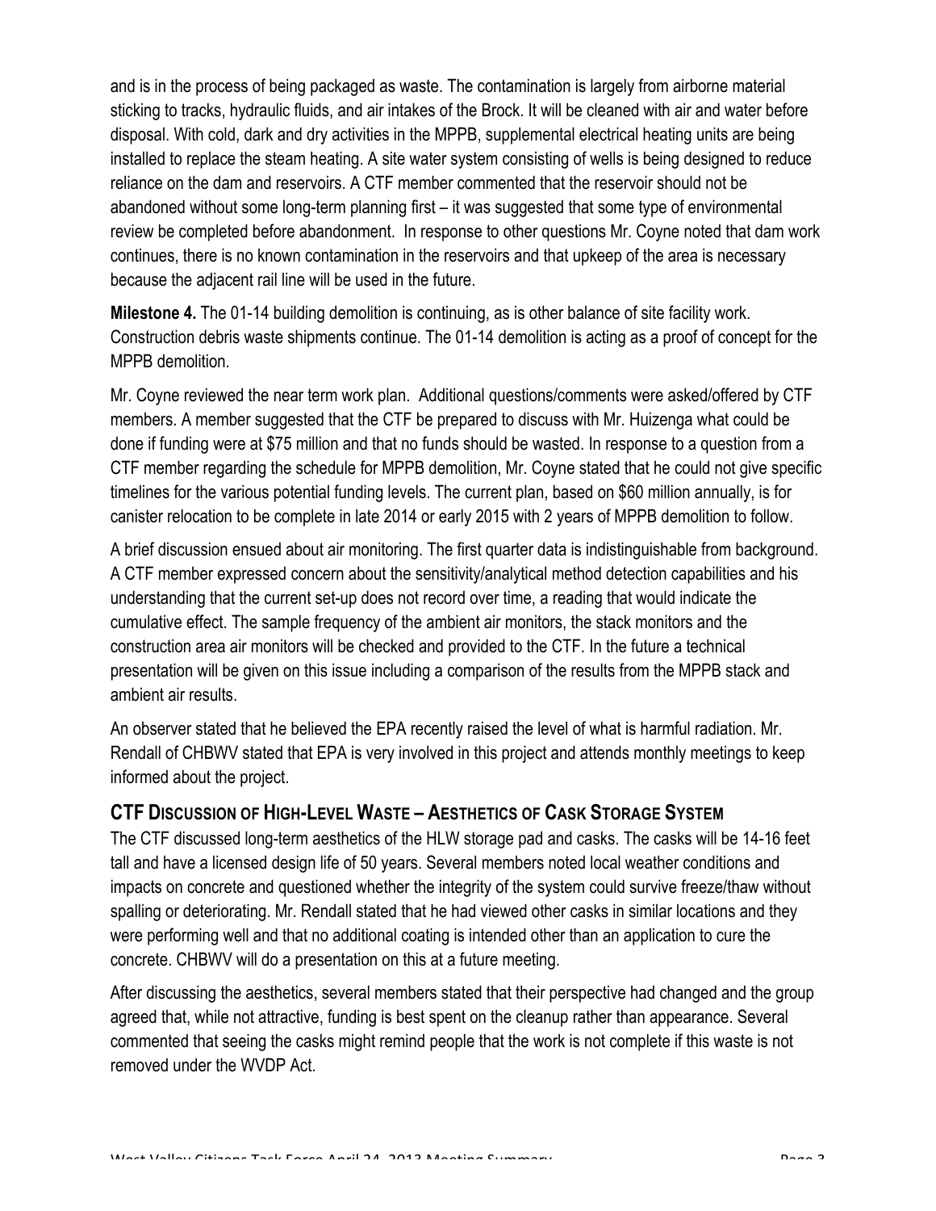and is in the process of being packaged as waste. The contamination is largely from airborne material sticking to tracks, hydraulic fluids, and air intakes of the Brock. It will be cleaned with air and water before disposal. With cold, dark and dry activities in the MPPB, supplemental electrical heating units are being installed to replace the steam heating. A site water system consisting of wells is being designed to reduce reliance on the dam and reservoirs. A CTF member commented that the reservoir should not be abandoned without some long-term planning first – it was suggested that some type of environmental review be completed before abandonment. In response to other questions Mr. Coyne noted that dam work continues, there is no known contamination in the reservoirs and that upkeep of the area is necessary because the adjacent rail line will be used in the future.

**Milestone 4.** The 01-14 building demolition is continuing, as is other balance of site facility work. Construction debris waste shipments continue. The 01-14 demolition is acting as a proof of concept for the MPPB demolition.

Mr. Coyne reviewed the near term work plan. Additional questions/comments were asked/offered by CTF members. A member suggested that the CTF be prepared to discuss with Mr. Huizenga what could be done if funding were at $75 million and that no funds should be wasted. In response to a question from a CTF member regarding the schedule for MPPB demolition, Mr. Coyne stated that he could not give specific timelines for the various potential funding levels. The current plan, based on $60 million annually, is for canister relocation to be complete in late 2014 or early 2015 with 2 years of MPPB demolition to follow.

A brief discussion ensued about air monitoring. The first quarter data is indistinguishable from background. A CTF member expressed concern about the sensitivity/analytical method detection capabilities and his understanding that the current set-up does not record over time, a reading that would indicate the cumulative effect. The sample frequency of the ambient air monitors, the stack monitors and the construction area air monitors will be checked and provided to the CTF. In the future a technical presentation will be given on this issue including a comparison of the results from the MPPB stack and ambient air results.

An observer stated that he believed the EPA recently raised the level of what is harmful radiation. Mr. Rendall of CHBWV stated that EPA is very involved in this project and attends monthly meetings to keep informed about the project.

## CTF Discussion of High-Level Waste – Aesthetics of Cask Storage System

The CTF discussed long-term aesthetics of the HLW storage pad and casks. The casks will be 14-16 feet tall and have a licensed design life of 50 years. Several members noted local weather conditions and impacts on concrete and questioned whether the integrity of the system could survive freeze/thaw without spalling or deteriorating. Mr. Rendall stated that he had viewed other casks in similar locations and they were performing well and that no additional coating is intended other than an application to cure the concrete. CHBWV will do a presentation on this at a future meeting.

After discussing the aesthetics, several members stated that their perspective had changed and the group agreed that, while not attractive, funding is best spent on the cleanup rather than appearance. Several commented that seeing the casks might remind people that the work is not complete if this waste is not removed under the WVDP Act.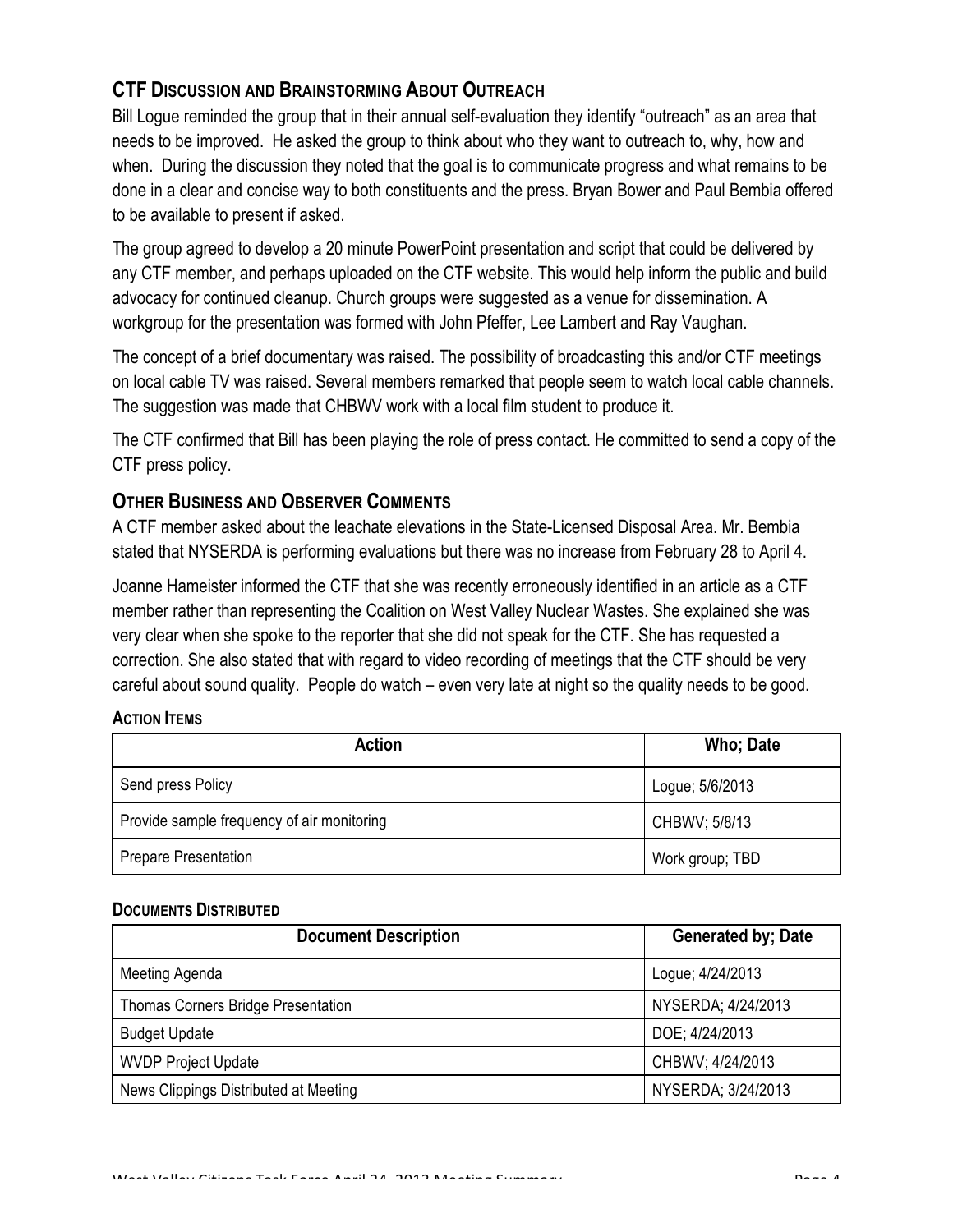## CTF Discussion and Brainstorming About Outreach

Bill Logue reminded the group that in their annual self-evaluation they identify "outreach" as an area that needs to be improved. He asked the group to think about who they want to outreach to, why, how and when. During the discussion they noted that the goal is to communicate progress and what remains to be done in a clear and concise way to both constituents and the press. Bryan Bower and Paul Bembia offered to be available to present if asked.

The group agreed to develop a 20 minute PowerPoint presentation and script that could be delivered by any CTF member, and perhaps uploaded on the CTF website. This would help inform the public and build advocacy for continued cleanup. Church groups were suggested as a venue for dissemination. A workgroup for the presentation was formed with John Pfeffer, Lee Lambert and Ray Vaughan.

The concept of a brief documentary was raised. The possibility of broadcasting this and/or CTF meetings on local cable TV was raised. Several members remarked that people seem to watch local cable channels. The suggestion was made that CHBWV work with a local film student to produce it.

The CTF confirmed that Bill has been playing the role of press contact. He committed to send a copy of the CTF press policy.

## Other Business and Observer Comments

A CTF member asked about the leachate elevations in the State-Licensed Disposal Area. Mr. Bembia stated that NYSERDA is performing evaluations but there was no increase from February 28 to April 4.

Joanne Hameister informed the CTF that she was recently erroneously identified in an article as a CTF member rather than representing the Coalition on West Valley Nuclear Wastes. She explained she was very clear when she spoke to the reporter that she did not speak for the CTF. She has requested a correction. She also stated that with regard to video recording of meetings that the CTF should be very careful about sound quality. People do watch – even very late at night so the quality needs to be good.

#### Action Items

| Action | Who; Date |
|---|---|
| Send press Policy | Logue; 5/6/2013 |
| Provide sample frequency of air monitoring | CHBWV; 5/8/13 |
| Prepare Presentation | Work group; TBD |

#### Documents Distributed

| Document Description | Generated by; Date |
|---|---|
| Meeting Agenda | Logue; 4/24/2013 |
| Thomas Corners Bridge Presentation | NYSERDA; 4/24/2013 |
| Budget Update | DOE; 4/24/2013 |
| WVDP Project Update | CHBWV; 4/24/2013 |
| News Clippings Distributed at Meeting | NYSERDA; 3/24/2013 |